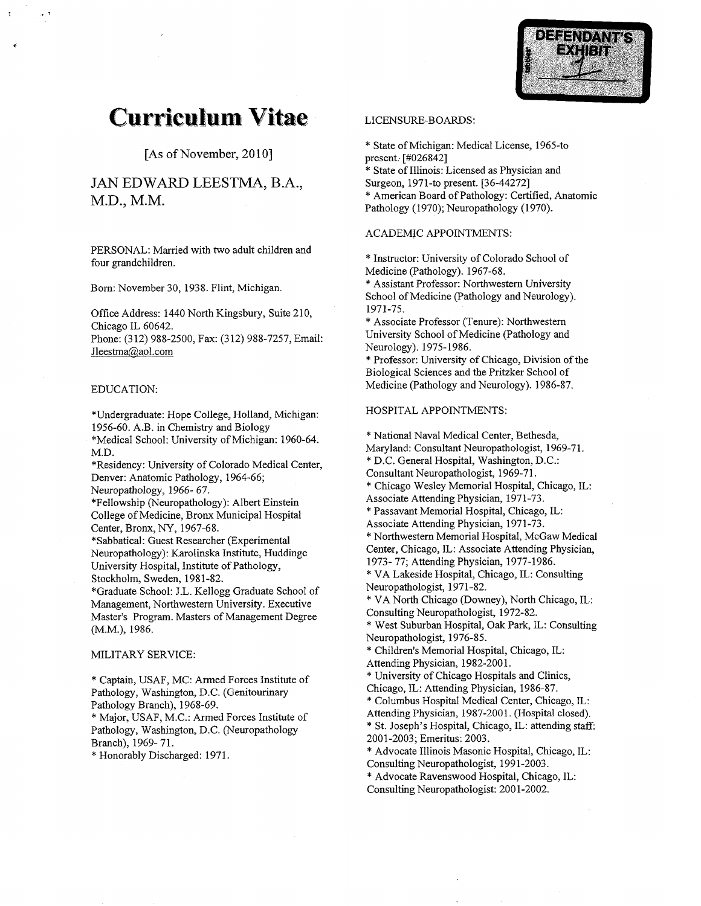DEFENDANT'S EXHIBIT 1

# Curriculum Vitae

[As of November, 2010]

## JAN EDWARD LEESTMA, B.A., M.D., M.M.

PERSONAL: Married with two adult children and four grandchildren.

Born: November 30, 1938. Flint, Michigan.

Office Address: 1440 North Kingsbury, Suite 210, Chicago IL 60642.
Phone: (312) 988-2500, Fax: (312) 988-7257, Email: Jleestma@aol.com

EDUCATION:

*Undergraduate: Hope College, Holland, Michigan: 1956-60. A.B. in Chemistry and Biology
*Medical School: University of Michigan: 1960-64. M.D.
*Residency: University of Colorado Medical Center, Denver: Anatomic Pathology, 1964-66; Neuropathology, 1966- 67.
*Fellowship (Neuropathology): Albert Einstein College of Medicine, Bronx Municipal Hospital Center, Bronx, NY, 1967-68.
*Sabbatical: Guest Researcher (Experimental Neuropathology): Karolinska Institute, Huddinge University Hospital, Institute of Pathology, Stockholm, Sweden, 1981-82.
*Graduate School: J.L. Kellogg Graduate School of Management, Northwestern University. Executive Master's Program. Masters of Management Degree (M.M.), 1986.

MILITARY SERVICE:

* Captain, USAF, MC: Armed Forces Institute of Pathology, Washington, D.C. (Genitourinary Pathology Branch), 1968-69.
* Major, USAF, M.C.: Armed Forces Institute of Pathology, Washington, D.C. (Neuropathology Branch), 1969- 71.
* Honorably Discharged: 1971.

LICENSURE-BOARDS:

* State of Michigan: Medical License, 1965-to present. [#026842]
* State of Illinois: Licensed as Physician and Surgeon, 1971-to present. [36-44272]
* American Board of Pathology: Certified, Anatomic Pathology (1970); Neuropathology (1970).

ACADEMIC APPOINTMENTS:

* Instructor: University of Colorado School of Medicine (Pathology). 1967-68.
* Assistant Professor: Northwestern University School of Medicine (Pathology and Neurology). 1971-75.
* Associate Professor (Tenure): Northwestern University School of Medicine (Pathology and Neurology). 1975-1986.
* Professor: University of Chicago, Division of the Biological Sciences and the Pritzker School of Medicine (Pathology and Neurology). 1986-87.

HOSPITAL APPOINTMENTS:

* National Naval Medical Center, Bethesda, Maryland: Consultant Neuropathologist, 1969-71.
* D.C. General Hospital, Washington, D.C.: Consultant Neuropathologist, 1969-71.
* Chicago Wesley Memorial Hospital, Chicago, IL: Associate Attending Physician, 1971-73.
* Passavant Memorial Hospital, Chicago, IL: Associate Attending Physician, 1971-73.
* Northwestern Memorial Hospital, McGaw Medical Center, Chicago, IL: Associate Attending Physician, 1973- 77; Attending Physician, 1977-1986.
* VA Lakeside Hospital, Chicago, IL: Consulting Neuropathologist, 1971-82.
* VA North Chicago (Downey), North Chicago, IL: Consulting Neuropathologist, 1972-82.
* West Suburban Hospital, Oak Park, IL: Consulting Neuropathologist, 1976-85.
* Children's Memorial Hospital, Chicago, IL: Attending Physician, 1982-2001.
* University of Chicago Hospitals and Clinics, Chicago, IL: Attending Physician, 1986-87.
* Columbus Hospital Medical Center, Chicago, IL: Attending Physician, 1987-2001. (Hospital closed).
* St. Joseph's Hospital, Chicago, IL: attending staff: 2001-2003; Emeritus: 2003.
* Advocate Illinois Masonic Hospital, Chicago, IL: Consulting Neuropathologist, 1991-2003.
* Advocate Ravenswood Hospital, Chicago, IL: Consulting Neuropathologist: 2001-2002.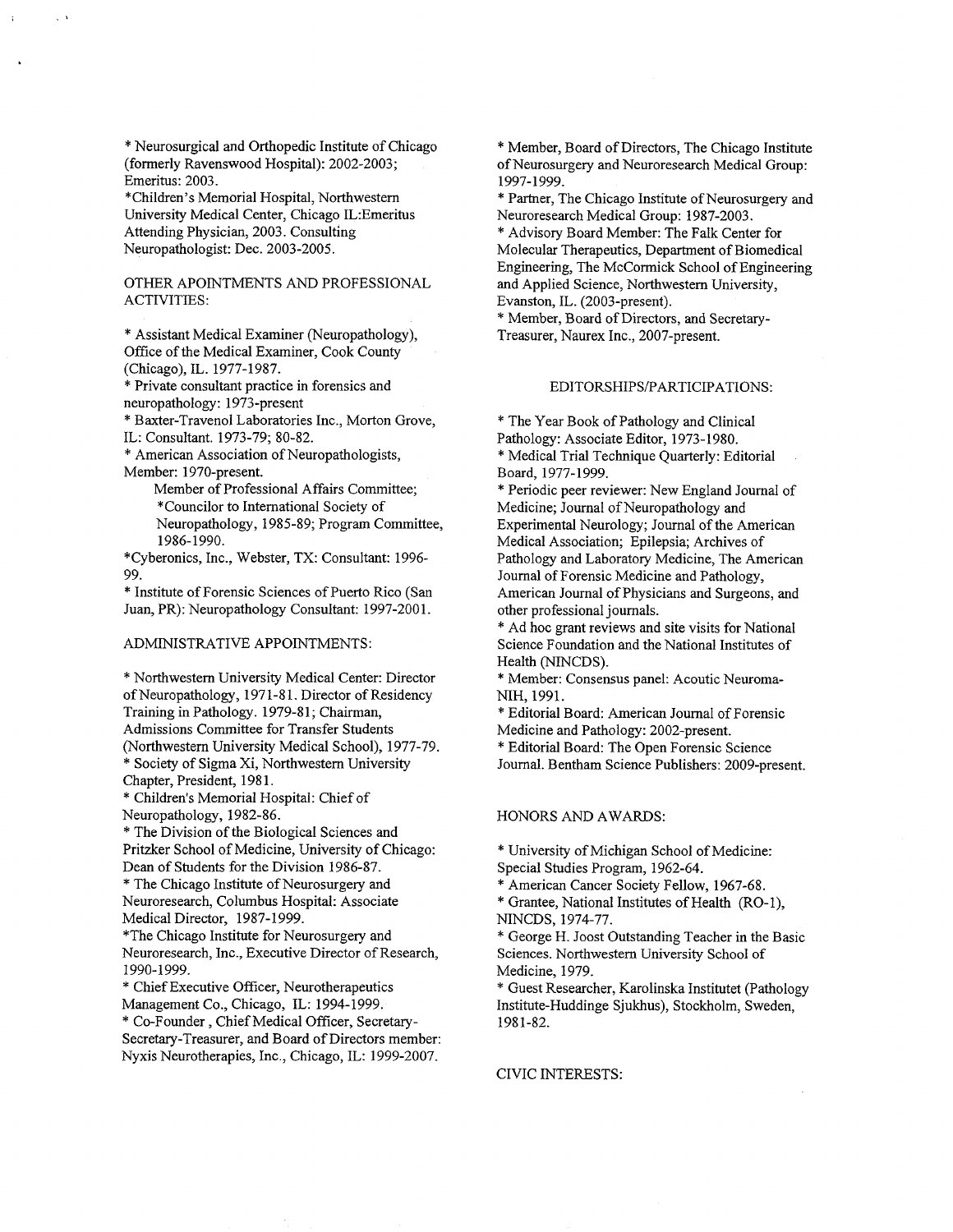* Neurosurgical and Orthopedic Institute of Chicago (formerly Ravenswood Hospital): 2002-2003; Emeritus: 2003.
*Children's Memorial Hospital, Northwestern University Medical Center, Chicago IL:Emeritus Attending Physician, 2003. Consulting Neuropathologist: Dec. 2003-2005.

## OTHER APOINTMENTS AND PROFESSIONAL ACTIVITIES:

* Assistant Medical Examiner (Neuropathology), Office of the Medical Examiner, Cook County (Chicago), IL. 1977-1987.
* Private consultant practice in forensics and neuropathology: 1973-present
* Baxter-Travenol Laboratories Inc., Morton Grove, IL: Consultant. 1973-79; 80-82.
* American Association of Neuropathologists, Member: 1970-present.
  Member of Professional Affairs Committee;
  *Councilor to International Society of Neuropathology, 1985-89; Program Committee, 1986-1990.

*Cyberonics, Inc., Webster, TX: Consultant: 1996-99.
* Institute of Forensic Sciences of Puerto Rico (San Juan, PR): Neuropathology Consultant: 1997-2001.

## ADMINISTRATIVE APPOINTMENTS:

* Northwestern University Medical Center: Director of Neuropathology, 1971-81. Director of Residency Training in Pathology. 1979-81; Chairman, Admissions Committee for Transfer Students (Northwestern University Medical School), 1977-79.
* Society of Sigma Xi, Northwestern University Chapter, President, 1981.
* Children's Memorial Hospital: Chief of Neuropathology, 1982-86.
* The Division of the Biological Sciences and Pritzker School of Medicine, University of Chicago: Dean of Students for the Division 1986-87.
* The Chicago Institute of Neurosurgery and Neuroresearch, Columbus Hospital: Associate Medical Director, 1987-1999.
*The Chicago Institute for Neurosurgery and Neuroresearch, Inc., Executive Director of Research, 1990-1999.
* Chief Executive Officer, Neurotherapeutics Management Co., Chicago, IL: 1994-1999.
* Co-Founder , Chief Medical Officer, Secretary-Secretary-Treasurer, and Board of Directors member: Nyxis Neurotherapies, Inc., Chicago, IL: 1999-2007.
* Member, Board of Directors, The Chicago Institute of Neurosurgery and Neuroresearch Medical Group: 1997-1999.
* Partner, The Chicago Institute of Neurosurgery and Neuroresearch Medical Group: 1987-2003.
* Advisory Board Member: The Falk Center for Molecular Therapeutics, Department of Biomedical Engineering, The McCormick School of Engineering and Applied Science, Northwestern University, Evanston, IL. (2003-present).
* Member, Board of Directors, and Secretary-Treasurer, Naurex Inc., 2007-present.

## EDITORSHIPS/PARTICIPATIONS:

* The Year Book of Pathology and Clinical Pathology: Associate Editor, 1973-1980.
* Medical Trial Technique Quarterly: Editorial Board, 1977-1999.
* Periodic peer reviewer: New England Journal of Medicine; Journal of Neuropathology and Experimental Neurology; Journal of the American Medical Association; Epilepsia; Archives of Pathology and Laboratory Medicine, The American Journal of Forensic Medicine and Pathology, American Journal of Physicians and Surgeons, and other professional journals.
* Ad hoc grant reviews and site visits for National Science Foundation and the National Institutes of Health (NINCDS).
* Member: Consensus panel: Acoutic Neuroma-NIH, 1991.
* Editorial Board: American Journal of Forensic Medicine and Pathology: 2002-present.
* Editorial Board: The Open Forensic Science Journal. Bentham Science Publishers: 2009-present.

## HONORS AND AWARDS:

* University of Michigan School of Medicine: Special Studies Program, 1962-64.
* American Cancer Society Fellow, 1967-68.
* Grantee, National Institutes of Health (RO-1), NINCDS, 1974-77.
* George H. Joost Outstanding Teacher in the Basic Sciences. Northwestern University School of Medicine, 1979.
* Guest Researcher, Karolinska Institutet (Pathology Institute-Huddinge Sjukhus), Stockholm, Sweden, 1981-82.

## CIVIC INTERESTS: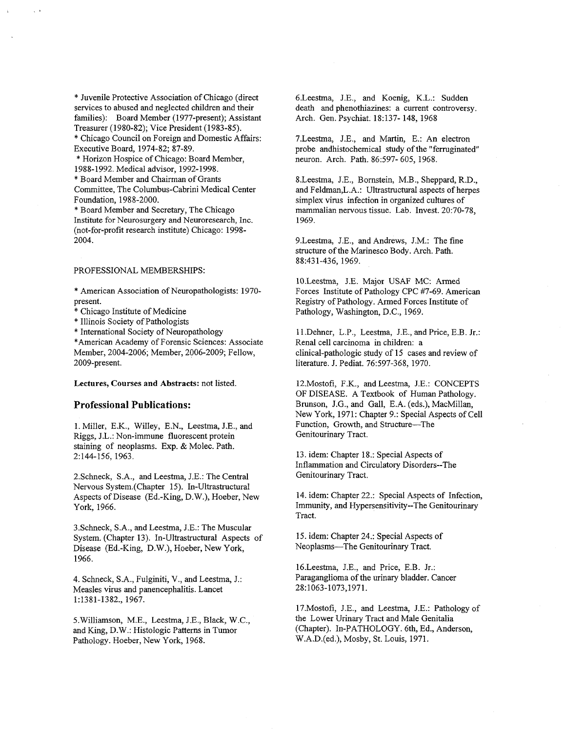* Juvenile Protective Association of Chicago (direct services to abused and neglected children and their families): Board Member (1977-present); Assistant Treasurer (1980-82); Vice President (1983-85).
* Chicago Council on Foreign and Domestic Affairs: Executive Board, 1974-82; 87-89.
* Horizon Hospice of Chicago: Board Member, 1988-1992. Medical advisor, 1992-1998.
* Board Member and Chairman of Grants Committee, The Columbus-Cabrini Medical Center Foundation, 1988-2000.
* Board Member and Secretary, The Chicago Institute for Neurosurgery and Neuroresearch, Inc. (not-for-profit research institute) Chicago: 1998-2004.

PROFESSIONAL MEMBERSHIPS:

* American Association of Neuropathologists: 1970-present.
* Chicago Institute of Medicine
* Illinois Society of Pathologists
* International Society of Neuropathology
*American Academy of Forensic Sciences: Associate Member, 2004-2006; Member, 2006-2009; Fellow, 2009-present.

**Lectures, Courses and Abstracts:** not listed.

## Professional Publications:

1. Miller, E.K., Willey, E.N., Leestma, J.E., and Riggs, J.L.: Non-immune fluorescent protein staining of neoplasms. Exp. & Molec. Path. 2:144-156, 1963.

2.Schneck, S.A., and Leestma, J.E.: The Central Nervous System.(Chapter 15). In-Ultrastructural Aspects of Disease (Ed.-King, D.W.), Hoeber, New York, 1966.

3.Schneck, S.A., and Leestma, J.E.: The Muscular System. (Chapter 13). In-Ultrastructural Aspects of Disease (Ed.-King, D.W.), Hoeber, New York, 1966.

4. Schneck, S.A., Fulginiti, V., and Leestma, J.: Measles virus and panencephalitis. Lancet 1:1381-1382., 1967.

5.Williamson, M.E., Leestma, J.E., Black, W.C., and King, D.W.: Histologic Patterns in Tumor Pathology. Hoeber, New York, 1968.

6.Leestma, J.E., and Koenig, K.L.: Sudden death and phenothiazines: a current controversy. Arch. Gen. Psychiat. 18:137- 148, 1968

7.Leestma, J.E., and Martin, E.: An electron probe andhistochemical study of the "ferruginated" neuron. Arch. Path. 86:597- 605, 1968.

8.Leestma, J.E., Bornstein, M.B., Sheppard, R.D., and Feldman,L.A.: Ultrastructural aspects of herpes simplex virus infection in organized cultures of mammalian nervous tissue. Lab. Invest. 20:70-78, 1969.

9.Leestma, J.E., and Andrews, J.M.: The fine structure of the Marinesco Body. Arch. Path. 88:431-436, 1969.

10.Leestma, J.E. Major USAF MC: Armed Forces Institute of Pathology CPC #7-69. American Registry of Pathology. Armed Forces Institute of Pathology, Washington, D.C., 1969.

11.Dehner, L.P., Leestma, J.E., and Price, E.B. Jr.: Renal cell carcinoma in children: a clinical-pathologic study of 15 cases and review of literature. J. Pediat. 76:597-368, 1970.

12.Mostofi, F.K., and Leestma, J.E.: CONCEPTS OF DISEASE. A Textbook of Human Pathology. Brunson, J.G., and Gall, E.A. (eds.), MacMillan, New York, 1971: Chapter 9.: Special Aspects of Cell Function, Growth, and Structure—The Genitourinary Tract.

13. idem: Chapter 18.: Special Aspects of Inflammation and Circulatory Disorders--The Genitourinary Tract.

14. idem: Chapter 22.: Special Aspects of Infection, Immunity, and Hypersensitivity--The Genitourinary Tract.

15. idem: Chapter 24.: Special Aspects of Neoplasms—The Genitourinary Tract.

16.Leestma, J.E., and Price, E.B. Jr.: Paraganglioma of the urinary bladder. Cancer 28:1063-1073,1971.

17.Mostofi, J.E., and Leestma, J.E.: Pathology of the Lower Urinary Tract and Male Genitalia (Chapter). In-PATHOLOGY. 6th, Ed., Anderson, W.A.D.(ed.), Mosby, St. Louis, 1971.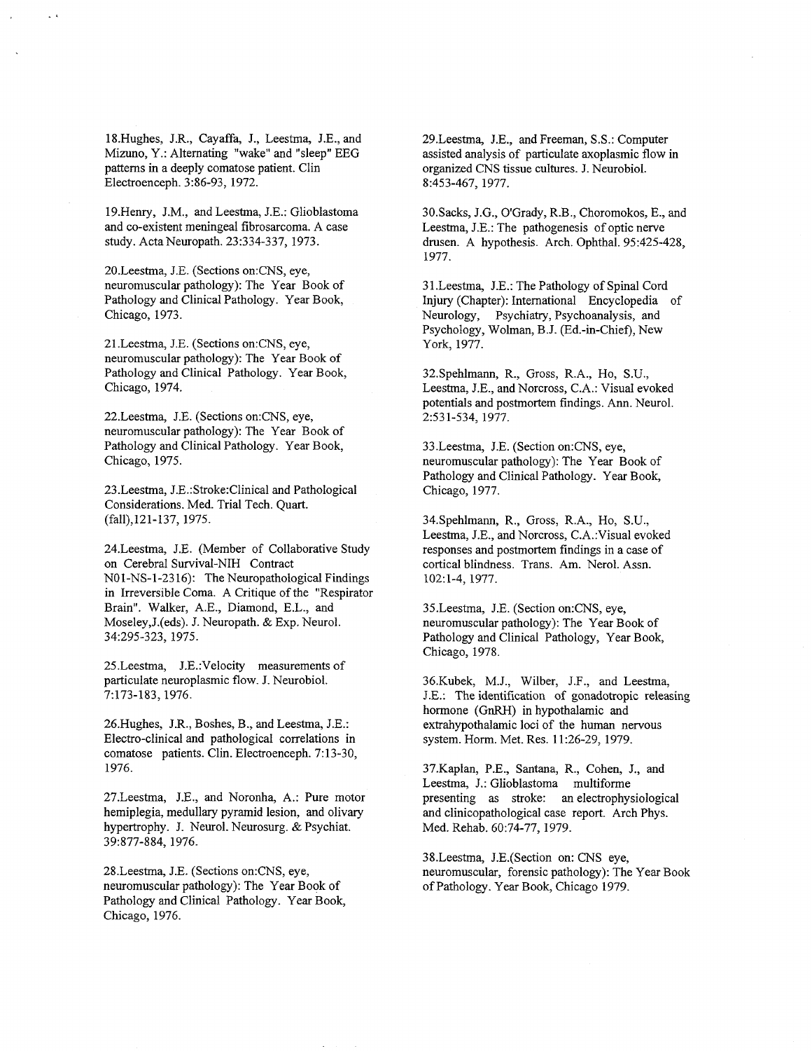18.Hughes, J.R., Cayaffa, J., Leestma, J.E., and Mizuno, Y.: Alternating "wake" and "sleep" EEG patterns in a deeply comatose patient. Clin Electroenceph. 3:86-93, 1972.

19.Henry, J.M., and Leestma, J.E.: Glioblastoma and co-existent meningeal fibrosarcoma. A case study. Acta Neuropath. 23:334-337, 1973.

20.Leestma, J.E. (Sections on:CNS, eye, neuromuscular pathology): The Year Book of Pathology and Clinical Pathology. Year Book, Chicago, 1973.

21.Leestma, J.E. (Sections on:CNS, eye, neuromuscular pathology): The Year Book of Pathology and Clinical Pathology. Year Book, Chicago, 1974.

22.Leestma, J.E. (Sections on:CNS, eye, neuromuscular pathology): The Year Book of Pathology and Clinical Pathology. Year Book, Chicago, 1975.

23.Leestma, J.E.:Stroke:Clinical and Pathological Considerations. Med. Trial Tech. Quart. (fall),121-137, 1975.

24.Leestma, J.E. (Member of Collaborative Study on Cerebral Survival-NIH Contract N01-NS-1-2316): The Neuropathological Findings in Irreversible Coma. A Critique of the "Respirator Brain". Walker, A.E., Diamond, E.L., and Moseley,J.(eds). J. Neuropath. & Exp. Neurol. 34:295-323, 1975.

25.Leestma, J.E.:Velocity measurements of particulate neuroplasmic flow. J. Neurobiol. 7:173-183, 1976.

26.Hughes, J.R., Boshes, B., and Leestma, J.E.: Electro-clinical and pathological correlations in comatose patients. Clin. Electroenceph. 7:13-30, 1976.

27.Leestma, J.E., and Noronha, A.: Pure motor hemiplegia, medullary pyramid lesion, and olivary hypertrophy. J. Neurol. Neurosurg. & Psychiat. 39:877-884, 1976.

28.Leestma, J.E. (Sections on:CNS, eye, neuromuscular pathology): The Year Book of Pathology and Clinical Pathology. Year Book, Chicago, 1976.

29.Leestma, J.E., and Freeman, S.S.: Computer assisted analysis of particulate axoplasmic flow in organized CNS tissue cultures. J. Neurobiol. 8:453-467, 1977.

30.Sacks, J.G., O'Grady, R.B., Choromokos, E., and Leestma, J.E.: The pathogenesis of optic nerve drusen. A hypothesis. Arch. Ophthal. 95:425-428, 1977.

31.Leestma, J.E.: The Pathology of Spinal Cord Injury (Chapter): International Encyclopedia of Neurology, Psychiatry, Psychoanalysis, and Psychology, Wolman, B.J. (Ed.-in-Chief), New York, 1977.

32.Spehlmann, R., Gross, R.A., Ho, S.U., Leestma, J.E., and Norcross, C.A.: Visual evoked potentials and postmortem findings. Ann. Neurol. 2:531-534, 1977.

33.Leestma, J.E. (Section on:CNS, eye, neuromuscular pathology): The Year Book of Pathology and Clinical Pathology. Year Book, Chicago, 1977.

34.Spehlmann, R., Gross, R.A., Ho, S.U., Leestma, J.E., and Norcross, C.A.:Visual evoked responses and postmortem findings in a case of cortical blindness. Trans. Am. Nerol. Assn. 102:1-4, 1977.

35.Leestma, J.E. (Section on:CNS, eye, neuromuscular pathology): The Year Book of Pathology and Clinical Pathology, Year Book, Chicago, 1978.

36.Kubek, M.J., Wilber, J.F., and Leestma, J.E.: The identification of gonadotropic releasing hormone (GnRH) in hypothalamic and extrahypothalamic loci of the human nervous system. Horm. Met. Res. 11:26-29, 1979.

37.Kaplan, P.E., Santana, R., Cohen, J., and Leestma, J.: Glioblastoma multiforme presenting as stroke: an electrophysiological and clinicopathological case report. Arch Phys. Med. Rehab. 60:74-77, 1979.

38.Leestma, J.E.(Section on: CNS eye, neuromuscular, forensic pathology): The Year Book of Pathology. Year Book, Chicago 1979.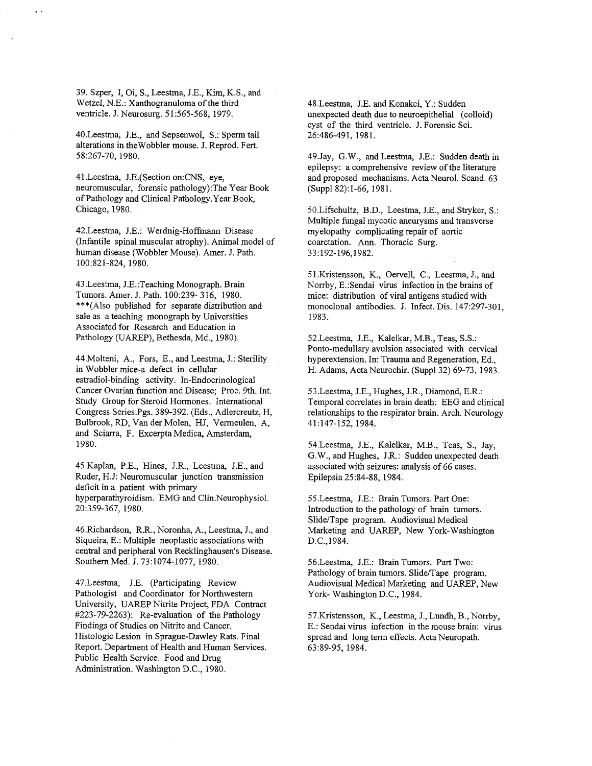39. Szper, I, Oi, S., Leestma, J.E., Kim, K.S., and Wetzel, N.E.: Xanthogranuloma of the third ventricle. J. Neurosurg. 51:565-568, 1979.

40.Leestma, J.E., and Sepsenwol, S.: Sperm tail alterations in theWobbler mouse. J. Reprod. Fert. 58:267-70, 1980.

41.Leestma, J.E.(Section on:CNS, eye, neuromuscular, forensic pathology):The Year Book of Pathology and Clinical Pathology.Year Book, Chicago, 1980.

42.Leestma, J.E.: Werdnig-Hoffmann Disease (Infantile spinal muscular atrophy). Animal model of human disease (Wobbler Mouse). Amer. J. Path. 100:821-824, 1980.

43.Leestma, J.E.:Teaching Monograph. Brain Tumors. Amer. J. Path. 100:239- 316, 1980. ***(Also published for separate distribution and sale as a teaching monograph by Universities Associated for Research and Education in Pathology (UAREP), Bethesda, Md., 1980).

44.Molteni, A., Fors, E., and Leestma, J.: Sterility in Wobbler mice-a defect in cellular estradiol-binding activity. In-Endocrinological Cancer Ovarian function and Disease; Proc. 9th. Int. Study Group for Steroid Hormones. International Congress Series.Pgs. 389-392. (Eds., Adlercreutz, H, Bulbrook, RD, Van der Molen, HJ, Vermeulen, A, and Sciarra, F. Excerpta Medica, Amsterdam, 1980.

45.Kaplan, P.E., Hines, J.R., Leestma, J.E., and Ruder, H.J: Neuromuscular junction transmission deficit in a patient with primary hyperparathyroidism. EMG and Clin.Neurophysiol. 20:359-367, 1980.

46.Richardson, R.R., Noronha, A., Leestma, J., and Siqueira, E.: Multiple neoplastic associations with central and peripheral von Recklinghausen's Disease. Southern Med. J. 73:1074-1077, 1980.

47.Leestma, J.E. (Participating Review Pathologist and Coordinator for Northwestern University, UAREP Nitrite Project, FDA Contract #223-79-2263): Re-evaluation of the Pathology Findings of Studies on Nitrite and Cancer. Histologic Lesion in Sprague-Dawley Rats. Final Report. Department of Health and Human Services. Public Health Service. Food and Drug Administration. Washington D.C., 1980.

48.Leestma, J.E. and Konakci, Y.: Sudden unexpected death due to neuroepithelial (colloid) cyst of the third ventricle. J. Forensic Sci. 26:486-491, 1981.

49.Jay, G.W., and Leestma, J.E.: Sudden death in epilepsy: a comprehensive review of the literature and proposed mechanisms. Acta Neurol. Scand. 63 (Suppl 82):1-66, 1981.

50.Lifschultz, B.D., Leestma, J.E., and Stryker, S.: Multiple fungal mycotic aneurysms and transverse myelopathy complicating repair of aortic coarctation. Ann. Thoracic Surg. 33:192-196,1982.

51.Kristensson, K., Oervell, C., Leestma, J., and Norrby, E.:Sendai virus infection in the brains of mice: distribution of viral antigens studied with monoclonal antibodies. J. Infect. Dis. 147:297-301, 1983.

52.Leestma, J.E., Kalelkar, M.B., Teas, S.S.: Ponto-medullary avulsion associated with cervical hyperextension. In: Trauma and Regeneration, Ed., H. Adams, Acta Neurochir. (Suppl 32) 69-73, 1983.

53.Leestma, J.E., Hughes, J.R., Diamond, E.R.: Temporal correlates in brain death: EEG and clinical relationships to the respirator brain. Arch. Neurology 41:147-152, 1984.

54.Leestma, J.E., Kalelkar, M.B., Teas, S., Jay, G.W., and Hughes, J.R.: Sudden unexpected death associated with seizures: analysis of 66 cases. Epilepsia 25:84-88, 1984.

55.Leestma, J.E.: Brain Tumors. Part One: Introduction to the pathology of brain tumors. Slide/Tape program. Audiovisual Medical Marketing and UAREP, New York-Washington D.C.,1984.

56.Leestma, J.E.: Brain Tumors. Part Two: Pathology of brain tumors. Slide/Tape program. Audiovisual Medical Marketing and UAREP, New York- Washington D.C., 1984.

57.Kristensson, K., Leestma, J., Lundh, B., Norrby, E.: Sendai virus infection in the mouse brain: virus spread and long term effects. Acta Neuropath. 63:89-95, 1984.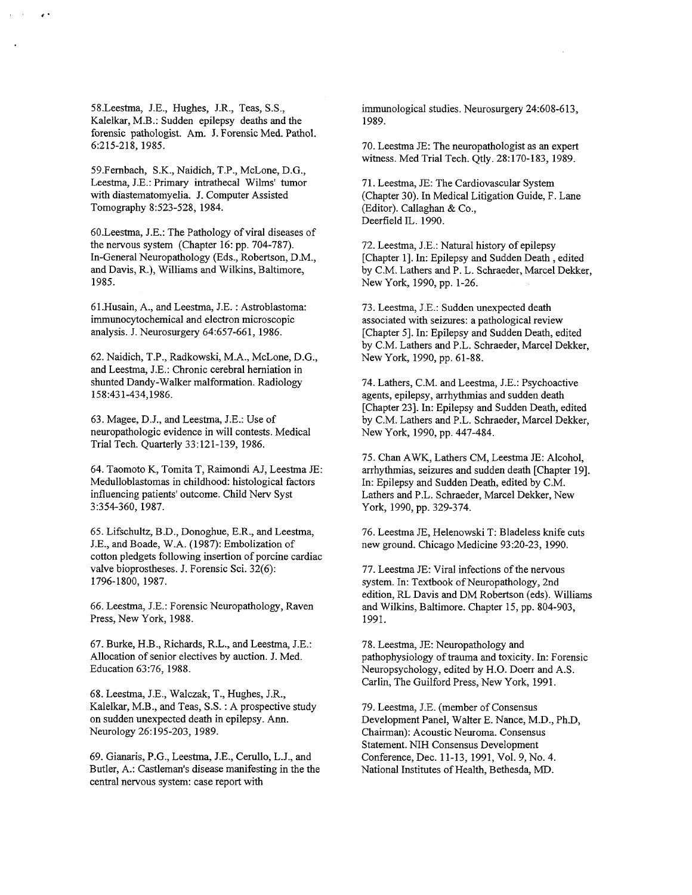58.Leestma, J.E., Hughes, J.R., Teas, S.S., Kalelkar, M.B.: Sudden epilepsy deaths and the forensic pathologist. Am. J. Forensic Med. Pathol. 6:215-218, 1985.

59.Fernbach, S.K., Naidich, T.P., McLone, D.G., Leestma, J.E.: Primary intrathecal Wilms' tumor with diastematomyelia. J. Computer Assisted Tomography 8:523-528, 1984.

60.Leestma, J.E.: The Pathology of viral diseases of the nervous system (Chapter 16: pp. 704-787). In-General Neuropathology (Eds., Robertson, D.M., and Davis, R.), Williams and Wilkins, Baltimore, 1985.

61.Husain, A., and Leestma, J.E. : Astroblastoma: immunocytochemical and electron microscopic analysis. J. Neurosurgery 64:657-661, 1986.

62. Naidich, T.P., Radkowski, M.A., McLone, D.G., and Leestma, J.E.: Chronic cerebral herniation in shunted Dandy-Walker malformation. Radiology 158:431-434,1986.

63. Magee, D.J., and Leestma, J.E.: Use of neuropathologic evidence in will contests. Medical Trial Tech. Quarterly 33:121-139, 1986.

64. Taomoto K, Tomita T, Raimondi AJ, Leestma JE: Medulloblastomas in childhood: histological factors influencing patients' outcome. Child Nerv Syst 3:354-360, 1987.

65. Lifschultz, B.D., Donoghue, E.R., and Leestma, J.E., and Boade, W.A. (1987): Embolization of cotton pledgets following insertion of porcine cardiac valve bioprostheses. J. Forensic Sci. 32(6): 1796-1800, 1987.

66. Leestma, J.E.: Forensic Neuropathology, Raven Press, New York, 1988.

67. Burke, H.B., Richards, R.L., and Leestma, J.E.: Allocation of senior electives by auction. J. Med. Education 63:76, 1988.

68. Leestma, J.E., Walczak, T., Hughes, J.R., Kalelkar, M.B., and Teas, S.S. : A prospective study on sudden unexpected death in epilepsy. Ann. Neurology 26:195-203, 1989.

69. Gianaris, P.G., Leestma, J.E., Cerullo, L.J., and Butler, A.: Castleman's disease manifesting in the the central nervous system: case report with immunological studies. Neurosurgery 24:608-613, 1989.

70. Leestma JE: The neuropathologist as an expert witness. Med Trial Tech. Qtly. 28:170-183, 1989.

71. Leestma, JE: The Cardiovascular System (Chapter 30). In Medical Litigation Guide, F. Lane (Editor). Callaghan & Co., Deerfield IL. 1990.

72. Leestma, J.E.: Natural history of epilepsy [Chapter 1]. In: Epilepsy and Sudden Death , edited by C.M. Lathers and P. L. Schraeder, Marcel Dekker, New York, 1990, pp. 1-26.

73. Leestma, J.E.: Sudden unexpected death associated with seizures: a pathological review [Chapter 5]. In: Epilepsy and Sudden Death, edited by C.M. Lathers and P.L. Schraeder, Marcel Dekker, New York, 1990, pp. 61-88.

74. Lathers, C.M. and Leestma, J.E.: Psychoactive agents, epilepsy, arrhythmias and sudden death [Chapter 23]. In: Epilepsy and Sudden Death, edited by C.M. Lathers and P.L. Schraeder, Marcel Dekker, New York, 1990, pp. 447-484.

75. Chan AWK, Lathers CM, Leestma JE: Alcohol, arrhythmias, seizures and sudden death [Chapter 19]. In: Epilepsy and Sudden Death, edited by C.M. Lathers and P.L. Schraeder, Marcel Dekker, New York, 1990, pp. 329-374.

76. Leestma JE, Helenowski T: Bladeless knife cuts new ground. Chicago Medicine 93:20-23, 1990.

77. Leestma JE: Viral infections of the nervous system. In: Textbook of Neuropathology, 2nd edition, RL Davis and DM Robertson (eds). Williams and Wilkins, Baltimore. Chapter 15, pp. 804-903, 1991.

78. Leestma, JE: Neuropathology and pathophysiology of trauma and toxicity. In: Forensic Neuropsychology, edited by H.O. Doerr and A.S. Carlin, The Guilford Press, New York, 1991.

79. Leestma, J.E. (member of Consensus Development Panel, Walter E. Nance, M.D., Ph.D, Chairman): Acoustic Neuroma. Consensus Statement. NIH Consensus Development Conference, Dec. 11-13, 1991, Vol. 9, No. 4. National Institutes of Health, Bethesda, MD.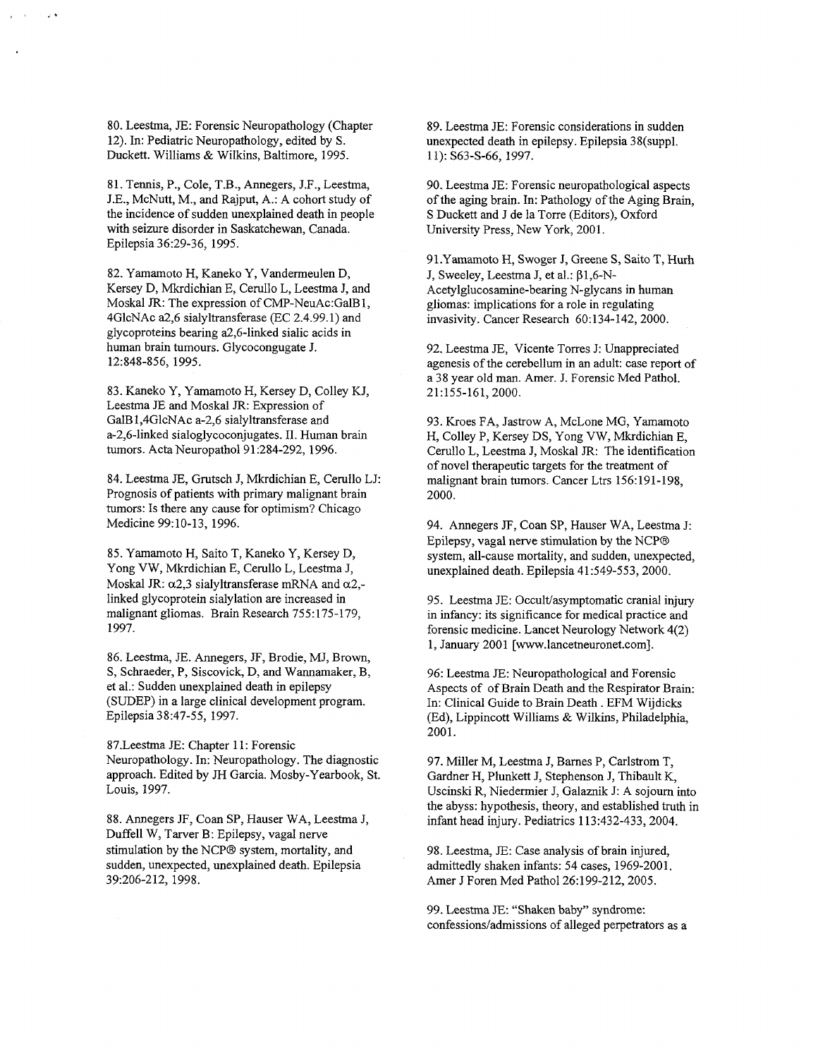80. Leestma, JE: Forensic Neuropathology (Chapter 12). In: Pediatric Neuropathology, edited by S. Duckett. Williams & Wilkins, Baltimore, 1995.

81. Tennis, P., Cole, T.B., Annegers, J.F., Leestma, J.E., McNutt, M., and Rajput, A.: A cohort study of the incidence of sudden unexplained death in people with seizure disorder in Saskatchewan, Canada. Epilepsia 36:29-36, 1995.

82. Yamamoto H, Kaneko Y, Vandermeulen D, Kersey D, Mkrdichian E, Cerullo L, Leestma J, and Moskal JR: The expression of CMP-NeuAc:GalB1, 4GlcNAc a2,6 sialyltransferase (EC 2.4.99.1) and glycoproteins bearing a2,6-linked sialic acids in human brain tumours. Glycocongugate J. 12:848-856, 1995.

83. Kaneko Y, Yamamoto H, Kersey D, Colley KJ, Leestma JE and Moskal JR: Expression of GalB1,4GlcNAc a-2,6 sialyltransferase and a-2,6-linked sialoglycoconjugates. II. Human brain tumors. Acta Neuropathol 91:284-292, 1996.

84. Leestma JE, Grutsch J, Mkrdichian E, Cerullo LJ: Prognosis of patients with primary malignant brain tumors: Is there any cause for optimism? Chicago Medicine 99:10-13, 1996.

85. Yamamoto H, Saito T, Kaneko Y, Kersey D, Yong VW, Mkrdichian E, Cerullo L, Leestma J, Moskal JR: α2,3 sialyltransferase mRNA and α2,-linked glycoprotein sialylation are increased in malignant gliomas. Brain Research 755:175-179, 1997.

86. Leestma, JE. Annegers, JF, Brodie, MJ, Brown, S, Schraeder, P, Siscovick, D, and Wannamaker, B, et al.: Sudden unexplained death in epilepsy (SUDEP) in a large clinical development program. Epilepsia 38:47-55, 1997.

87.Leestma JE: Chapter 11: Forensic Neuropathology. In: Neuropathology. The diagnostic approach. Edited by JH Garcia. Mosby-Yearbook, St. Louis, 1997.

88. Annegers JF, Coan SP, Hauser WA, Leestma J, Duffell W, Tarver B: Epilepsy, vagal nerve stimulation by the NCP® system, mortality, and sudden, unexpected, unexplained death. Epilepsia 39:206-212, 1998.

89. Leestma JE: Forensic considerations in sudden unexpected death in epilepsy. Epilepsia 38(suppl. 11): S63-S-66, 1997.

90. Leestma JE: Forensic neuropathological aspects of the aging brain. In: Pathology of the Aging Brain, S Duckett and J de la Torre (Editors), Oxford University Press, New York, 2001.

91.Yamamoto H, Swoger J, Greene S, Saito T, Hurh J, Sweeley, Leestma J, et al.: β1,6-N-Acetylglucosamine-bearing N-glycans in human gliomas: implications for a role in regulating invasivity. Cancer Research 60:134-142, 2000.

92. Leestma JE, Vicente Torres J: Unappreciated agenesis of the cerebellum in an adult: case report of a 38 year old man. Amer. J. Forensic Med Pathol. 21:155-161, 2000.

93. Kroes FA, Jastrow A, McLone MG, Yamamoto H, Colley P, Kersey DS, Yong VW, Mkrdichian E, Cerullo L, Leestma J, Moskal JR: The identification of novel therapeutic targets for the treatment of malignant brain tumors. Cancer Ltrs 156:191-198, 2000.

94. Annegers JF, Coan SP, Hauser WA, Leestma J: Epilepsy, vagal nerve stimulation by the NCP® system, all-cause mortality, and sudden, unexpected, unexplained death. Epilepsia 41:549-553, 2000.

95. Leestma JE: Occult/asymptomatic cranial injury in infancy: its significance for medical practice and forensic medicine. Lancet Neurology Network 4(2) 1, January 2001 [www.lancetneuronet.com].

96: Leestma JE: Neuropathological and Forensic Aspects of of Brain Death and the Respirator Brain: In: Clinical Guide to Brain Death . EFM Wijdicks (Ed), Lippincott Williams & Wilkins, Philadelphia, 2001.

97. Miller M, Leestma J, Barnes P, Carlstrom T, Gardner H, Plunkett J, Stephenson J, Thibault K, Uscinski R, Niedermier J, Galaznik J: A sojourn into the abyss: hypothesis, theory, and established truth in infant head injury. Pediatrics 113:432-433, 2004.

98. Leestma, JE: Case analysis of brain injured, admittedly shaken infants: 54 cases, 1969-2001. Amer J Foren Med Pathol 26:199-212, 2005.

99. Leestma JE: "Shaken baby" syndrome: confessions/admissions of alleged perpetrators as a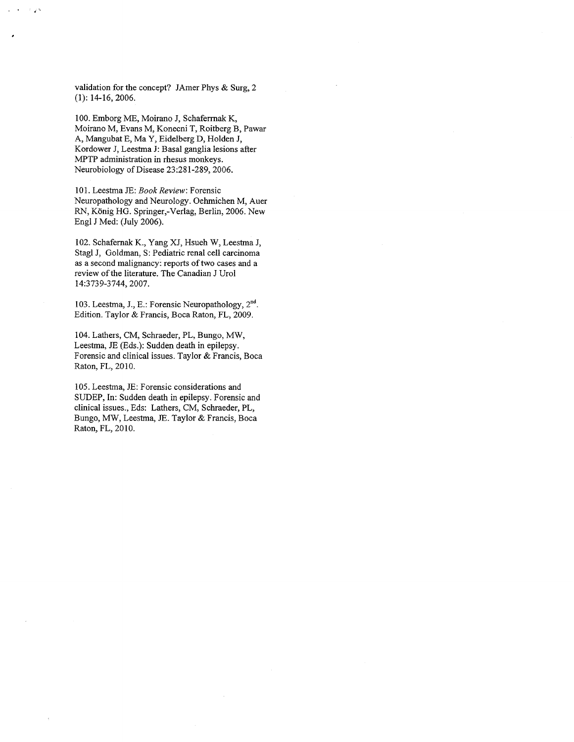validation for the concept? JAmer Phys & Surg, 2 (1): 14-16, 2006.

100. Emborg ME, Moirano J, Schaferrnak K, Moirano M, Evans M, Konecni T, Roitberg B, Pawar A, Mangubat E, Ma Y, Eidelberg D, Holden J, Kordower J, Leestma J: Basal ganglia lesions after MPTP administration in rhesus monkeys. Neurobiology of Disease 23:281-289, 2006.

101. Leestma JE: *Book Review*: Forensic Neuropathology and Neurology. Oehmichen M, Auer RN, König HG. Springer,-Verlag, Berlin, 2006. New Engl J Med: (July 2006).

102. Schafernak K., Yang XJ, Hsueh W, Leestma J, Stagl J, Goldman, S: Pediatric renal cell carcinoma as a second malignancy: reports of two cases and a review of the literature. The Canadian J Urol 14:3739-3744, 2007.

103. Leestma, J., E.: Forensic Neuropathology, 2nd. Edition. Taylor & Francis, Boca Raton, FL, 2009.

104. Lathers, CM, Schraeder, PL, Bungo, MW, Leestma, JE (Eds.): Sudden death in epilepsy. Forensic and clinical issues. Taylor & Francis, Boca Raton, FL, 2010.

105. Leestma, JE: Forensic considerations and SUDEP, In: Sudden death in epilepsy. Forensic and clinical issues., Eds: Lathers, CM, Schraeder, PL, Bungo, MW, Leestma, JE. Taylor & Francis, Boca Raton, FL, 2010.